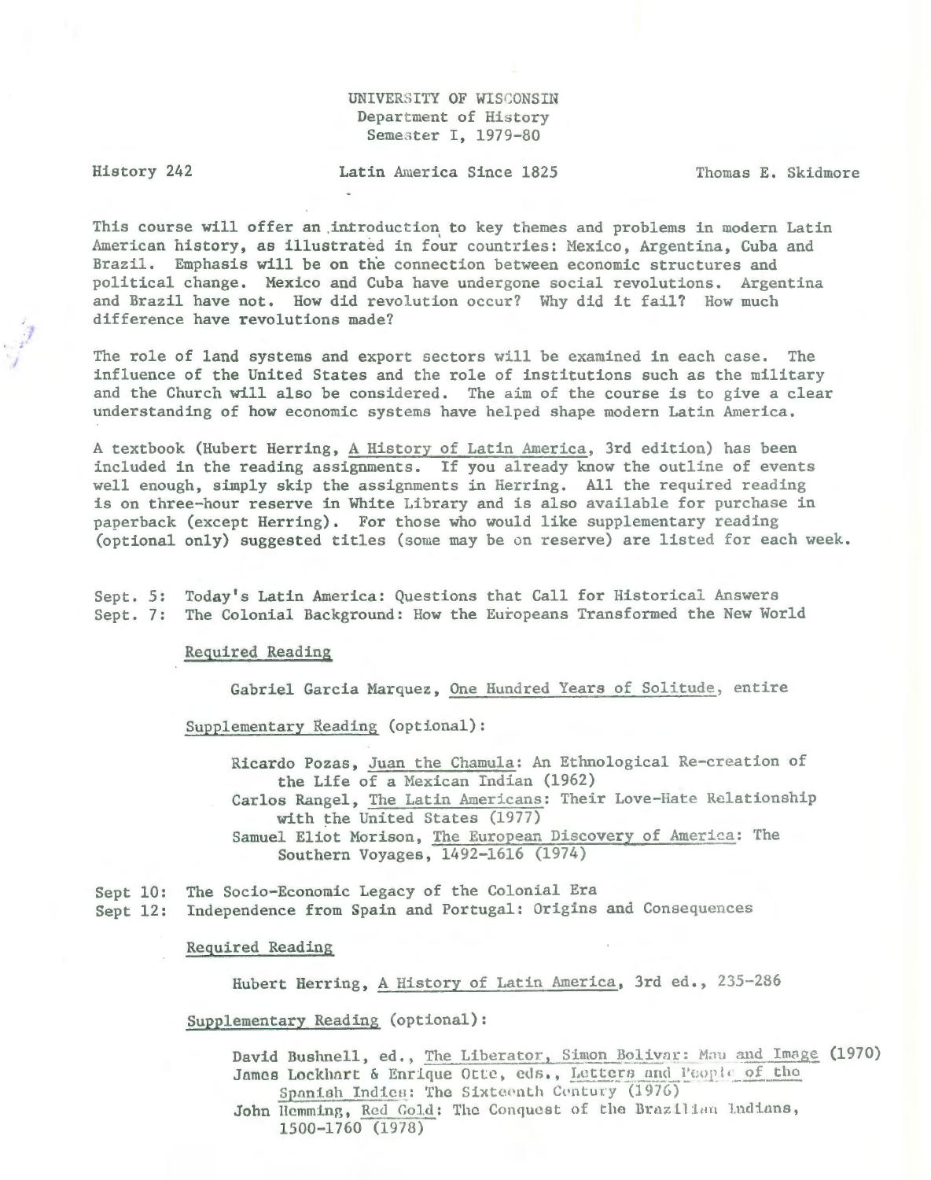UNIVERSITY OF WISCONSIN
Department of History
Semester I, 1979-80

History 242 | Latin America Since 1825 | Thomas E. Skidmore

This course will offer an introduction to key themes and problems in modern Latin American history, as illustrated in four countries: Mexico, Argentina, Cuba and Brazil. Emphasis will be on the connection between economic structures and political change. Mexico and Cuba have undergone social revolutions. Argentina and Brazil have not. How did revolution occur? Why did it fail? How much difference have revolutions made?

The role of land systems and export sectors will be examined in each case. The influence of the United States and the role of institutions such as the military and the Church will also be considered. The aim of the course is to give a clear understanding of how economic systems have helped shape modern Latin America.

A textbook (Hubert Herring, A History of Latin America, 3rd edition) has been included in the reading assignments. If you already know the outline of events well enough, simply skip the assignments in Herring. All the required reading is on three-hour reserve in White Library and is also available for purchase in paperback (except Herring). For those who would like supplementary reading (optional only) suggested titles (some may be on reserve) are listed for each week.

Sept. 5: Today's Latin America: Questions that Call for Historical Answers
Sept. 7: The Colonial Background: How the Europeans Transformed the New World

Required Reading

Gabriel Garcia Marquez, One Hundred Years of Solitude, entire

Supplementary Reading (optional):

Ricardo Pozas, Juan the Chamula: An Ethnological Re-creation of the Life of a Mexican Indian (1962)
Carlos Rangel, The Latin Americans: Their Love-Hate Relationship with the United States (1977)
Samuel Eliot Morison, The European Discovery of America: The Southern Voyages, 1492-1616 (1974)

Sept 10: The Socio-Economic Legacy of the Colonial Era
Sept 12: Independence from Spain and Portugal: Origins and Consequences

Required Reading

Hubert Herring, A History of Latin America, 3rd ed., 235-286

Supplementary Reading (optional):

David Bushnell, ed., The Liberator, Simon Bolivar: Man and Image (1970)
James Lockhart & Enrique Otte, eds., Letters and People of the Spanish Indies: The Sixteenth Century (1976)
John Hemming, Red Gold: The Conquest of the Brazilian Indians, 1500-1760 (1978)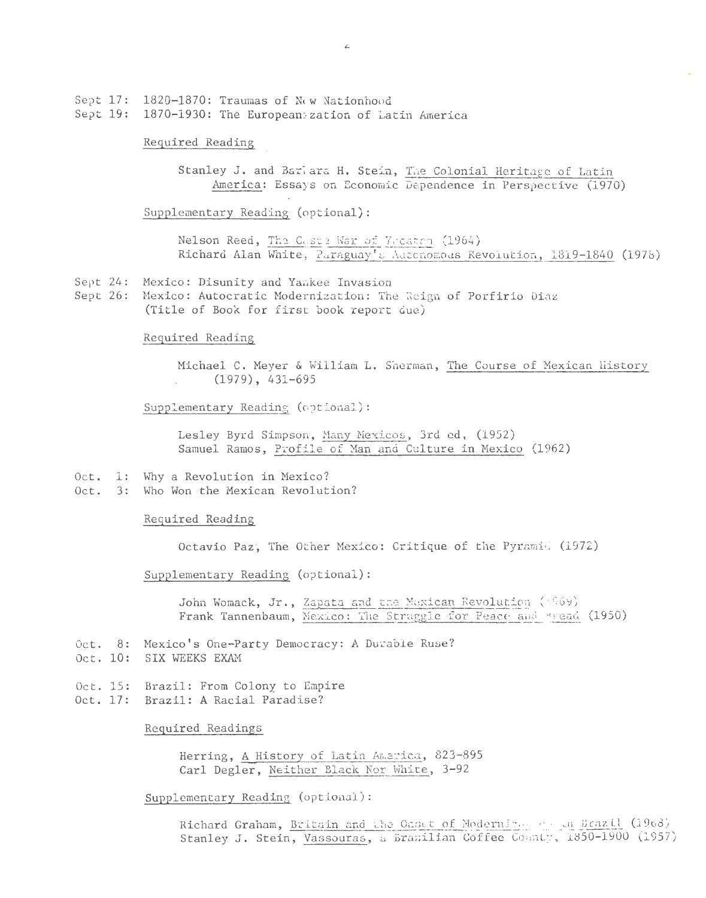Sept 17: 1820–1870: Traumas of New Nationhood
Sept 19: 1870-1930: The Europeanization of Latin America

Required Reading

> Stanley J. and Barbara H. Stein, The Colonial Heritage of Latin America: Essays on Economic Dependence in Perspective (1970)

Supplementary Reading (optional):

> Nelson Reed, The Caste War of Yucatan (1964)
> Richard Alan White, Paraguay's Autonomous Revolution, 1819-1840 (1978)

Sept 24: Mexico: Disunity and Yankee Invasion
Sept 26: Mexico: Autocratic Modernization: The Reign of Porfirio Diaz
(Title of Book for first book report due)

Required Reading

> Michael C. Meyer & William L. Sherman, The Course of Mexican History (1979), 431-695

Supplementary Reading (optional):

> Lesley Byrd Simpson, Many Mexicos, 3rd ed, (1952)
> Samuel Ramos, Profile of Man and Culture in Mexico (1962)

Oct. 1: Why a Revolution in Mexico?
Oct. 3: Who Won the Mexican Revolution?

Required Reading

> Octavio Paz, The Other Mexico: Critique of the Pyramid (1972)

Supplementary Reading (optional):

> John Womack, Jr., Zapata and the Mexican Revolution (1969)
> Frank Tannenbaum, Mexico: The Struggle for Peace and Bread (1950)

Oct. 8: Mexico's One-Party Democracy: A Durable Ruse?
Oct. 10: SIX WEEKS EXAM

Oct. 15: Brazil: From Colony to Empire
Oct. 17: Brazil: A Racial Paradise?

Required Readings

> Herring, A History of Latin America, 823-895
> Carl Degler, Neither Black Nor White, 3-92

Supplementary Reading (optional):

> Richard Graham, Britain and the Onset of Modernization in Brazil (1968)
> Stanley J. Stein, Vassouras, a Brazilian Coffee County, 1850-1900 (1957)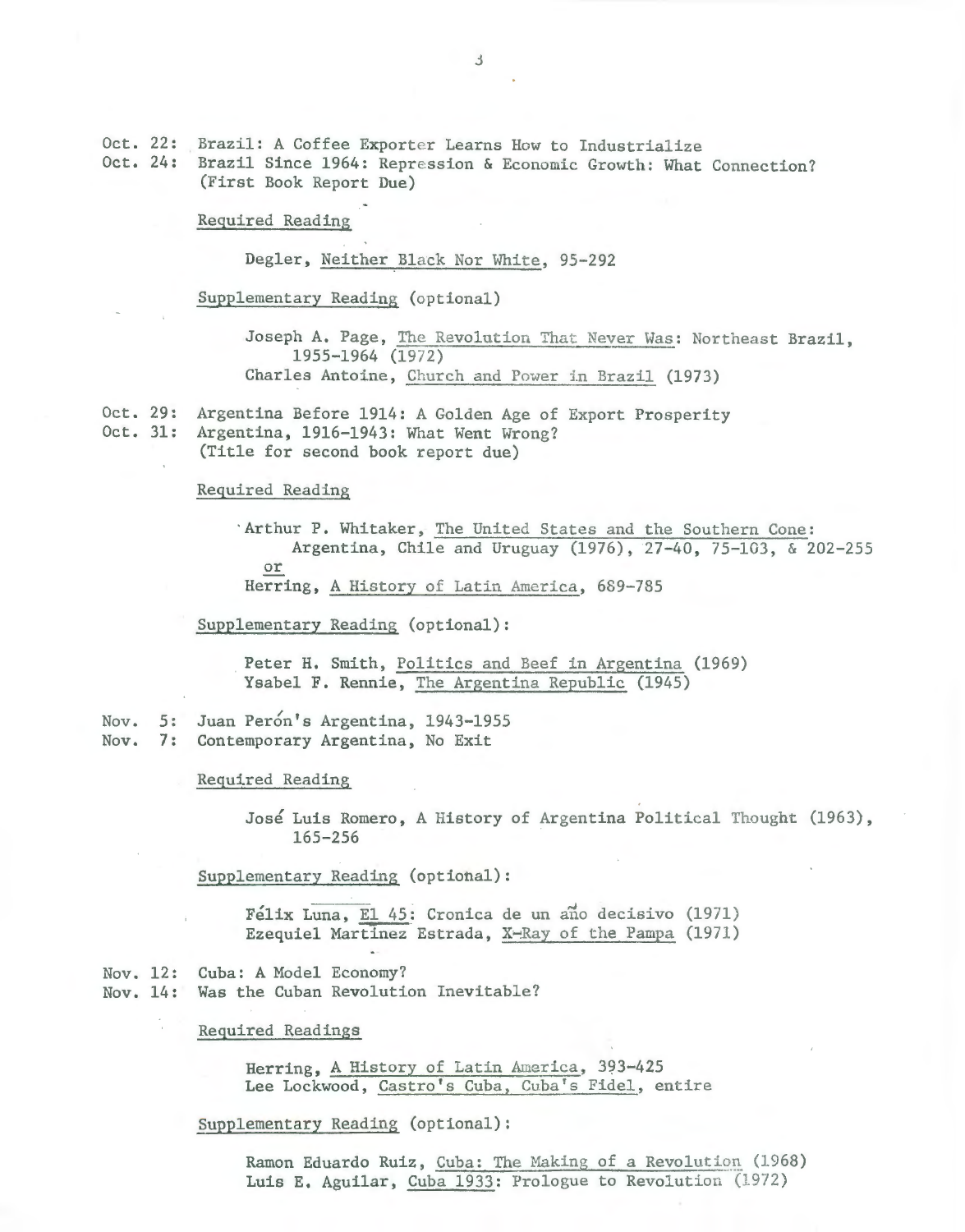Oct. 22: Brazil: A Coffee Exporter Learns How to Industrialize
Oct. 24: Brazil Since 1964: Repression & Economic Growth: What Connection?
(First Book Report Due)

Required Reading

Degler, Neither Black Nor White, 95-292

Supplementary Reading (optional)

Joseph A. Page, The Revolution That Never Was: Northeast Brazil, 1955-1964 (1972)
Charles Antoine, Church and Power in Brazil (1973)

Oct. 29: Argentina Before 1914: A Golden Age of Export Prosperity
Oct. 31: Argentina, 1916-1943: What Went Wrong?
(Title for second book report due)

Required Reading

Arthur P. Whitaker, The United States and the Southern Cone: Argentina, Chile and Uruguay (1976), 27-40, 75-103, & 202-255
or
Herring, A History of Latin America, 689-785

Supplementary Reading (optional):

Peter H. Smith, Politics and Beef in Argentina (1969)
Ysabel F. Rennie, The Argentina Republic (1945)

Nov. 5: Juan Perón's Argentina, 1943-1955
Nov. 7: Contemporary Argentina, No Exit

Required Reading

José Luis Romero, A History of Argentina Political Thought (1963), 165-256

Supplementary Reading (optional):

Félix Luna, El 45: Cronica de un año decisivo (1971)
Ezequiel Martínez Estrada, X-Ray of the Pampa (1971)

Nov. 12: Cuba: A Model Economy?
Nov. 14: Was the Cuban Revolution Inevitable?

Required Readings

Herring, A History of Latin America, 393-425
Lee Lockwood, Castro's Cuba, Cuba's Fidel, entire

Supplementary Reading (optional):

Ramon Eduardo Ruiz, Cuba: The Making of a Revolution (1968)
Luis E. Aguilar, Cuba 1933: Prologue to Revolution (1972)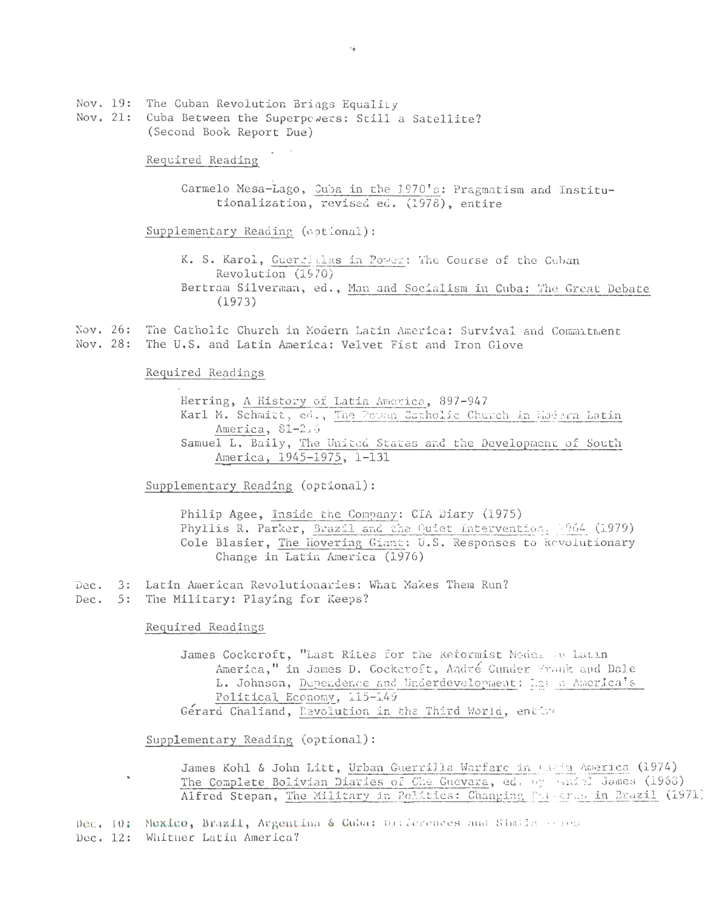Nov. 19: The Cuban Revolution Brings Equality
Nov. 21: Cuba Between the Superpowers: Still a Satellite?
(Second Book Report Due)

Required Reading

Carmelo Mesa-Lago, Cuba in the 1970's: Pragmatism and Institutionalization, revised ed. (1978), entire

Supplementary Reading (optional):

K. S. Karol, Guerrillas in Power: The Course of the Cuban Revolution (1970)
Bertram Silverman, ed., Man and Socialism in Cuba: The Great Debate (1973)

Nov. 26: The Catholic Church in Modern Latin America: Survival and Commitment
Nov. 28: The U.S. and Latin America: Velvet Fist and Iron Glove

Required Readings

Herring, A History of Latin America, 897-947
Karl M. Schmitt, ed., The Roman Catholic Church in Modern Latin America, 81-2_5
Samuel L. Baily, The United States and the Development of South America, 1945-1975, 1-131

Supplementary Reading (optional):

Philip Agee, Inside the Company: CIA Diary (1975)
Phyllis R. Parker, Brazil and the Quiet Intervention, 1964 (1979)
Cole Blasier, The Hovering Giant: U.S. Responses to Revolutionary Change in Latin America (1976)

Dec. 3: Latin American Revolutionaries: What Makes Them Run?
Dec. 5: The Military: Playing for Keeps?

Required Readings

James Cockcroft, "Last Rites for the Reformist Model in Latin America," in James D. Cockcroft, André Gunder Frank and Dale L. Johnson, Dependence and Underdevelopment: Latin America's Political Economy, 115-149
Gérard Chaliand, Revolution in the Third World, entire

Supplementary Reading (optional):

James Kohl & John Litt, Urban Guerrilla Warfare in Latin America (1974)
The Complete Bolivian Diaries of Che Guevara, ed. by Daniel James (1968)
Alfred Stepan, The Military in Politics: Changing Patterns in Brazil (1971)

Dec. 10: Mexico, Brazil, Argentina & Cuba: Differences and Similarities
Dec. 12: Whither Latin America?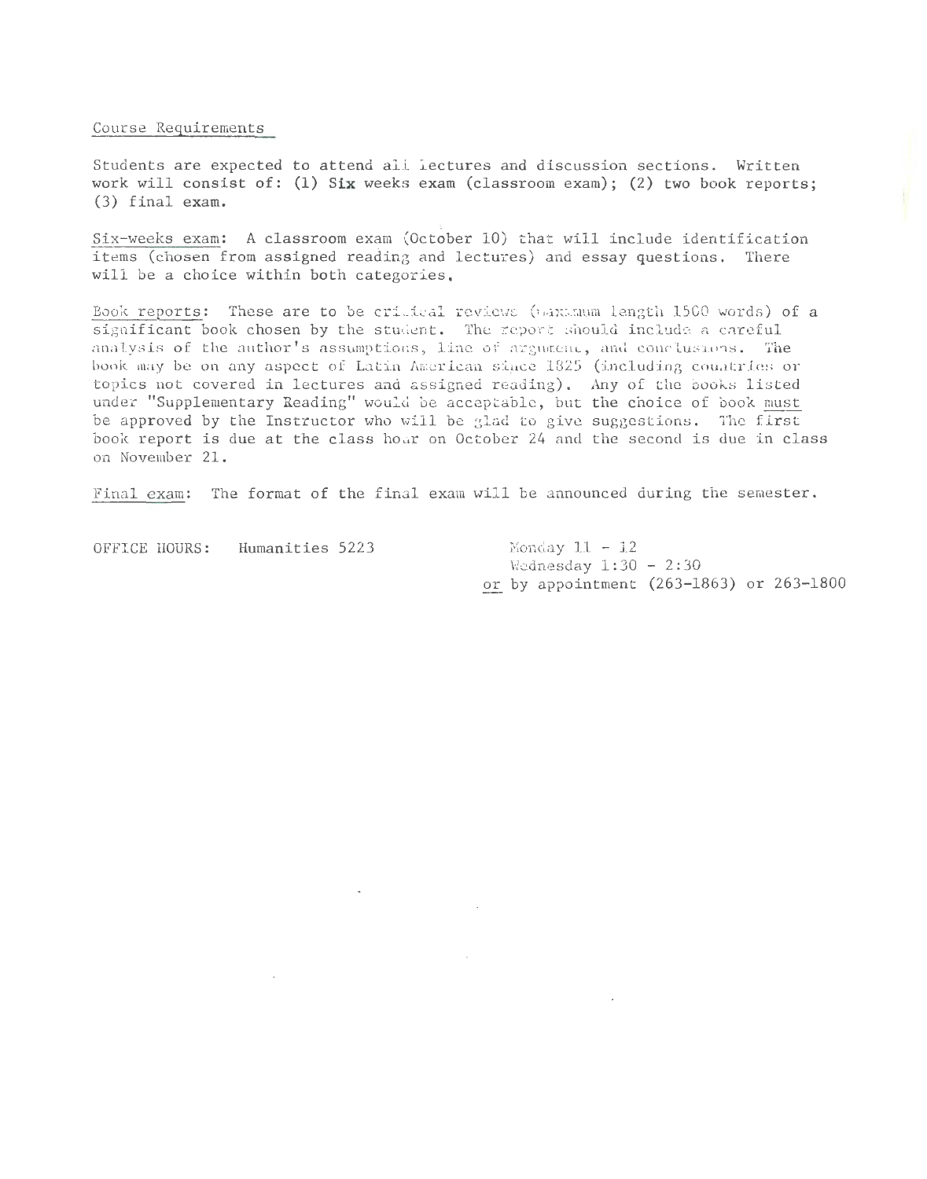Course Requirements

Students are expected to attend all lectures and discussion sections. Written work will consist of: (1) Six weeks exam (classroom exam); (2) two book reports; (3) final exam.

Six-weeks exam: A classroom exam (October 10) that will include identification items (chosen from assigned reading and lectures) and essay questions. There will be a choice within both categories.

Book reports: These are to be critical reviews (maximum length 1500 words) of a significant book chosen by the student. The report should include a careful analysis of the author's assumptions, line of argument, and conclusions. The book may be on any aspect of Latin American since 1825 (including countries or topics not covered in lectures and assigned reading). Any of the books listed under "Supplementary Reading" would be acceptable, but the choice of book must be approved by the Instructor who will be glad to give suggestions. The first book report is due at the class hour on October 24 and the second is due in class on November 21.

Final exam: The format of the final exam will be announced during the semester.

OFFICE HOURS: Humanities 5223

Monday 11 - 12
Wednesday 1:30 - 2:30
or by appointment (263-1863) or 263-1800